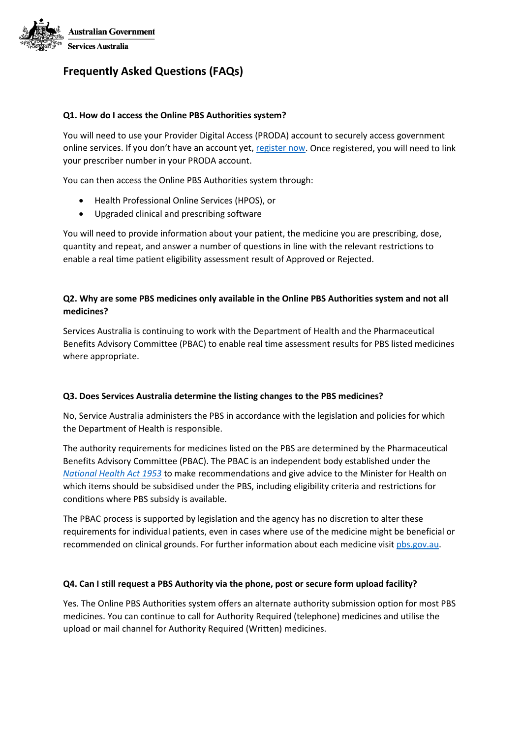Australian Government

Services Australia

# Frequently Asked Questions (FAQs)

### Q1. How do I access the Online PBS Authorities system?

You will need to use your Provider Digital Access (PRODA) account to securely access government online services. If you don't have an account yet, register now. Once registered, you will need to link your prescriber number in your PRODA account.

You can then access the Online PBS Authorities system through:

- Health Professional Online Services (HPOS), or
- Upgraded clinical and prescribing software

You will need to provide information about your patient, the medicine you are prescribing, dose, quantity and repeat, and answer a number of questions in line with the relevant restrictions to enable a real time patient eligibility assessment result of Approved or Rejected.

### Q2. Why are some PBS medicines only available in the Online PBS Authorities system and not all medicines?

Services Australia is continuing to work with the Department of Health and the Pharmaceutical Benefits Advisory Committee (PBAC) to enable real time assessment results for PBS listed medicines where appropriate.

### Q3. Does Services Australia determine the listing changes to the PBS medicines?

No, Service Australia administers the PBS in accordance with the legislation and policies for which the Department of Health is responsible.

The authority requirements for medicines listed on the PBS are determined by the Pharmaceutical Benefits Advisory Committee (PBAC). The PBAC is an independent body established under the *National Health Act 1953* to make recommendations and give advice to the Minister for Health on which items should be subsidised under the PBS, including eligibility criteria and restrictions for conditions where PBS subsidy is available.

The PBAC process is supported by legislation and the agency has no discretion to alter these requirements for individual patients, even in cases where use of the medicine might be beneficial or recommended on clinical grounds. For further information about each medicine visit pbs.gov.au.

### Q4. Can I still request a PBS Authority via the phone, post or secure form upload facility?

Yes. The Online PBS Authorities system offers an alternate authority submission option for most PBS medicines. You can continue to call for Authority Required (telephone) medicines and utilise the upload or mail channel for Authority Required (Written) medicines.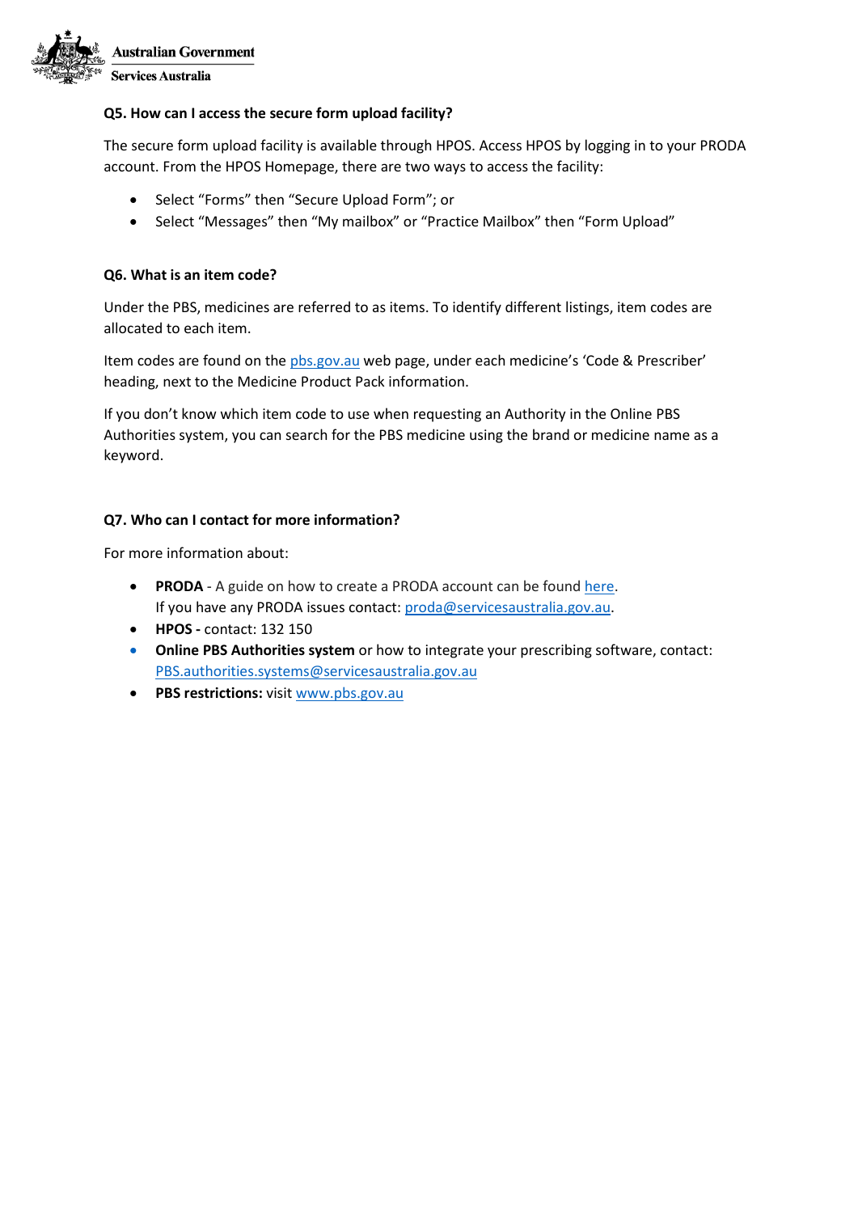### Q5. How can I access the secure form upload facility?

The secure form upload facility is available through HPOS. Access HPOS by logging in to your PRODA account. From the HPOS Homepage, there are two ways to access the facility:

- Select "Forms" then "Secure Upload Form"; or
- Select "Messages" then "My mailbox" or "Practice Mailbox" then "Form Upload"

### Q6. What is an item code?

Under the PBS, medicines are referred to as items. To identify different listings, item codes are allocated to each item.

Item codes are found on the pbs.gov.au web page, under each medicine's 'Code & Prescriber' heading, next to the Medicine Product Pack information.

If you don't know which item code to use when requesting an Authority in the Online PBS Authorities system, you can search for the PBS medicine using the brand or medicine name as a keyword.

### Q7. Who can I contact for more information?

For more information about:

- **PRODA** - A guide on how to create a PRODA account can be found here.
  If you have any PRODA issues contact: proda@servicesaustralia.gov.au.
- **HPOS -** contact: 132 150
- **Online PBS Authorities system** or how to integrate your prescribing software, contact: PBS.authorities.systems@servicesaustralia.gov.au
- **PBS restrictions:** visit www.pbs.gov.au